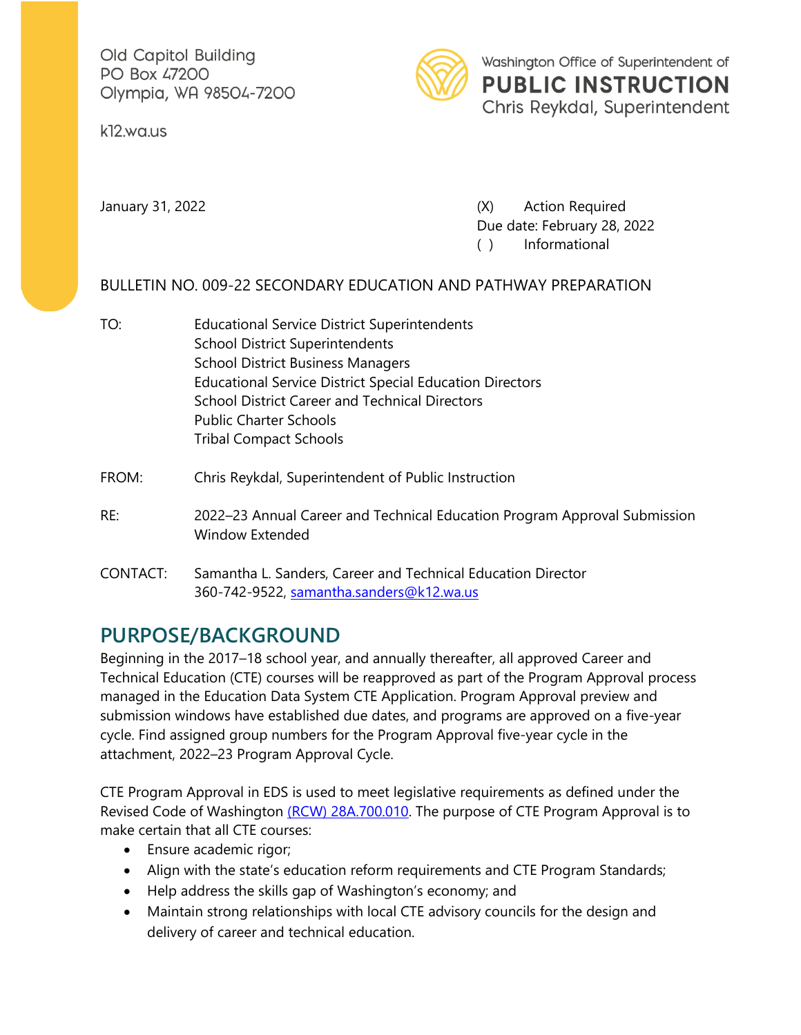Old Capitol Building
PO Box 47200
Olympia, WA 98504-7200

k12.wa.us

Washington Office of Superintendent of
**PUBLIC INSTRUCTION**
Chris Reykdal, Superintendent

January 31, 2022

(X) Action Required
Due date: February 28, 2022
( ) Informational

BULLETIN NO. 009-22 SECONDARY EDUCATION AND PATHWAY PREPARATION

TO: Educational Service District Superintendents
School District Superintendents
School District Business Managers
Educational Service District Special Education Directors
School District Career and Technical Directors
Public Charter Schools
Tribal Compact Schools

FROM: Chris Reykdal, Superintendent of Public Instruction

RE: 2022–23 Annual Career and Technical Education Program Approval Submission Window Extended

CONTACT: Samantha L. Sanders, Career and Technical Education Director
360-742-9522, samantha.sanders@k12.wa.us

## PURPOSE/BACKGROUND

Beginning in the 2017–18 school year, and annually thereafter, all approved Career and Technical Education (CTE) courses will be reapproved as part of the Program Approval process managed in the Education Data System CTE Application. Program Approval preview and submission windows have established due dates, and programs are approved on a five-year cycle. Find assigned group numbers for the Program Approval five-year cycle in the attachment, 2022–23 Program Approval Cycle.

CTE Program Approval in EDS is used to meet legislative requirements as defined under the Revised Code of Washington (RCW) 28A.700.010. The purpose of CTE Program Approval is to make certain that all CTE courses:

- Ensure academic rigor;
- Align with the state's education reform requirements and CTE Program Standards;
- Help address the skills gap of Washington's economy; and
- Maintain strong relationships with local CTE advisory councils for the design and delivery of career and technical education.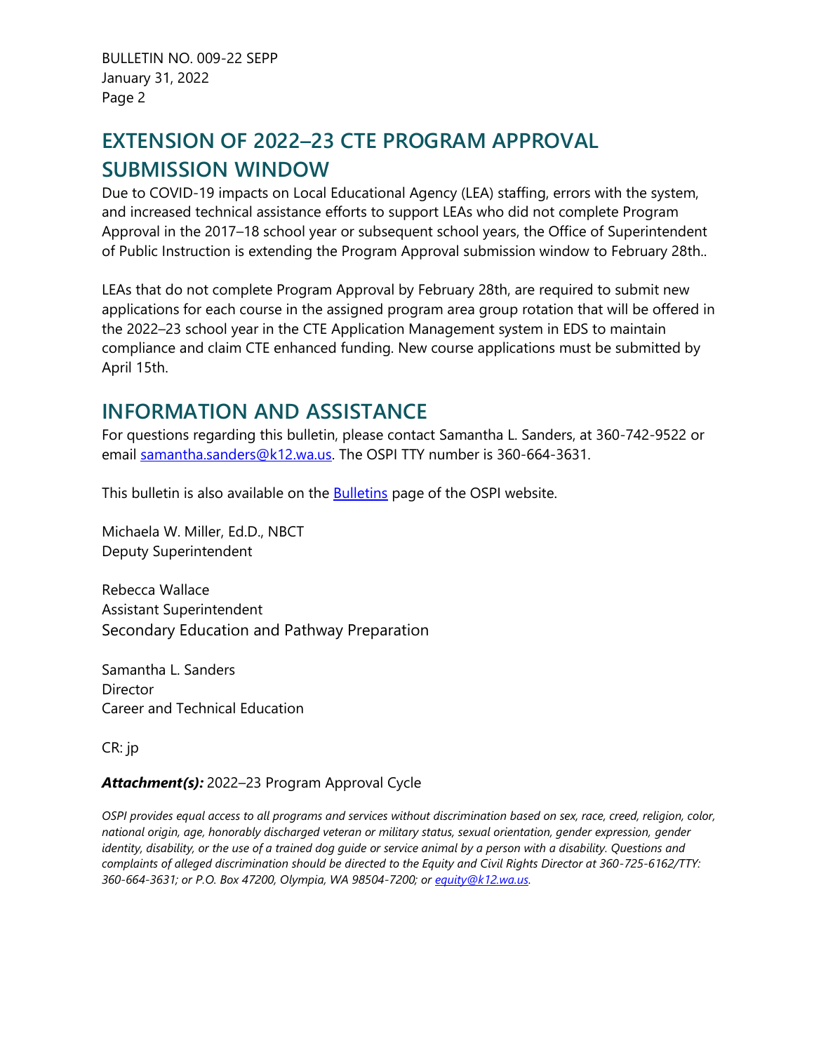## EXTENSION OF 2022–23 CTE PROGRAM APPROVAL SUBMISSION WINDOW

Due to COVID-19 impacts on Local Educational Agency (LEA) staffing, errors with the system, and increased technical assistance efforts to support LEAs who did not complete Program Approval in the 2017–18 school year or subsequent school years, the Office of Superintendent of Public Instruction is extending the Program Approval submission window to February 28th..

LEAs that do not complete Program Approval by February 28th, are required to submit new applications for each course in the assigned program area group rotation that will be offered in the 2022–23 school year in the CTE Application Management system in EDS to maintain compliance and claim CTE enhanced funding. New course applications must be submitted by April 15th.

## INFORMATION AND ASSISTANCE

For questions regarding this bulletin, please contact Samantha L. Sanders, at 360-742-9522 or email samantha.sanders@k12.wa.us. The OSPI TTY number is 360-664-3631.

This bulletin is also available on the Bulletins page of the OSPI website.

Michaela W. Miller, Ed.D., NBCT
Deputy Superintendent

Rebecca Wallace
Assistant Superintendent
Secondary Education and Pathway Preparation

Samantha L. Sanders
Director
Career and Technical Education

CR: jp

***Attachment(s):*** 2022–23 Program Approval Cycle

*OSPI provides equal access to all programs and services without discrimination based on sex, race, creed, religion, color, national origin, age, honorably discharged veteran or military status, sexual orientation, gender expression, gender identity, disability, or the use of a trained dog guide or service animal by a person with a disability. Questions and complaints of alleged discrimination should be directed to the Equity and Civil Rights Director at 360-725-6162/TTY: 360-664-3631; or P.O. Box 47200, Olympia, WA 98504-7200; or equity@k12.wa.us.*